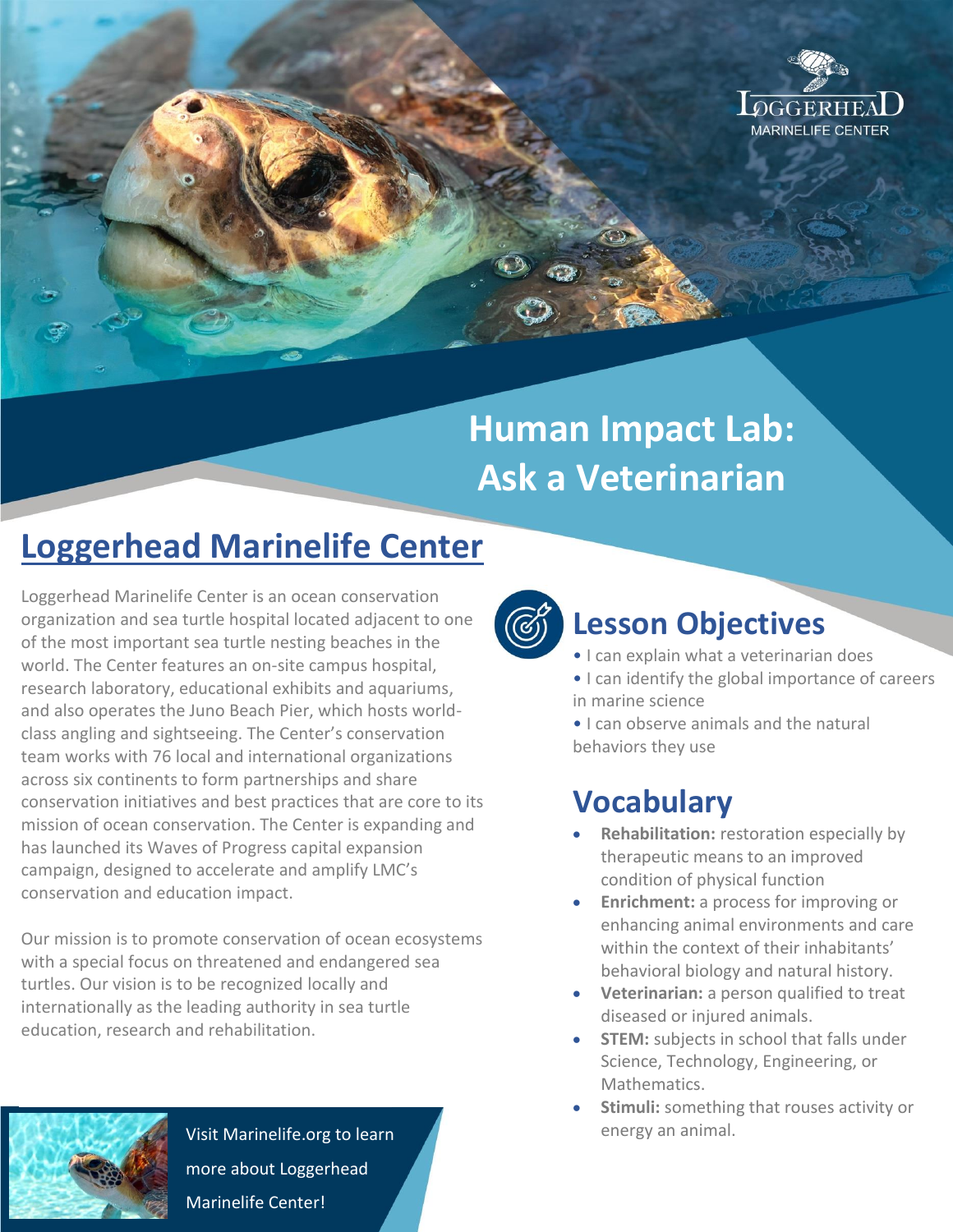# Human Impact Lab: Ask a Veterinarian

## Loggerhead Marinelife Center

Loggerhead Marinelife Center is an ocean conservation organization and sea turtle hospital located adjacent to one of the most important sea turtle nesting beaches in the world. The Center features an on-site campus hospital, research laboratory, educational exhibits and aquariums, and also operates the Juno Beach Pier, which hosts world-class angling and sightseeing. The Center's conservation team works with 76 local and international organizations across six continents to form partnerships and share conservation initiatives and best practices that are core to its mission of ocean conservation. The Center is expanding and has launched its Waves of Progress capital expansion campaign, designed to accelerate and amplify LMC's conservation and education impact.

Our mission is to promote conservation of ocean ecosystems with a special focus on threatened and endangered sea turtles. Our vision is to be recognized locally and internationally as the leading authority in sea turtle education, research and rehabilitation.

Visit Marinelife.org to learn more about Loggerhead Marinelife Center!

## Lesson Objectives

- I can explain what a veterinarian does
- I can identify the global importance of careers in marine science
- I can observe animals and the natural behaviors they use

## Vocabulary

- **Rehabilitation:** restoration especially by therapeutic means to an improved condition of physical function
- **Enrichment:** a process for improving or enhancing animal environments and care within the context of their inhabitants' behavioral biology and natural history.
- **Veterinarian:** a person qualified to treat diseased or injured animals.
- **STEM:** subjects in school that falls under Science, Technology, Engineering, or Mathematics.
- **Stimuli:** something that rouses activity or energy an animal.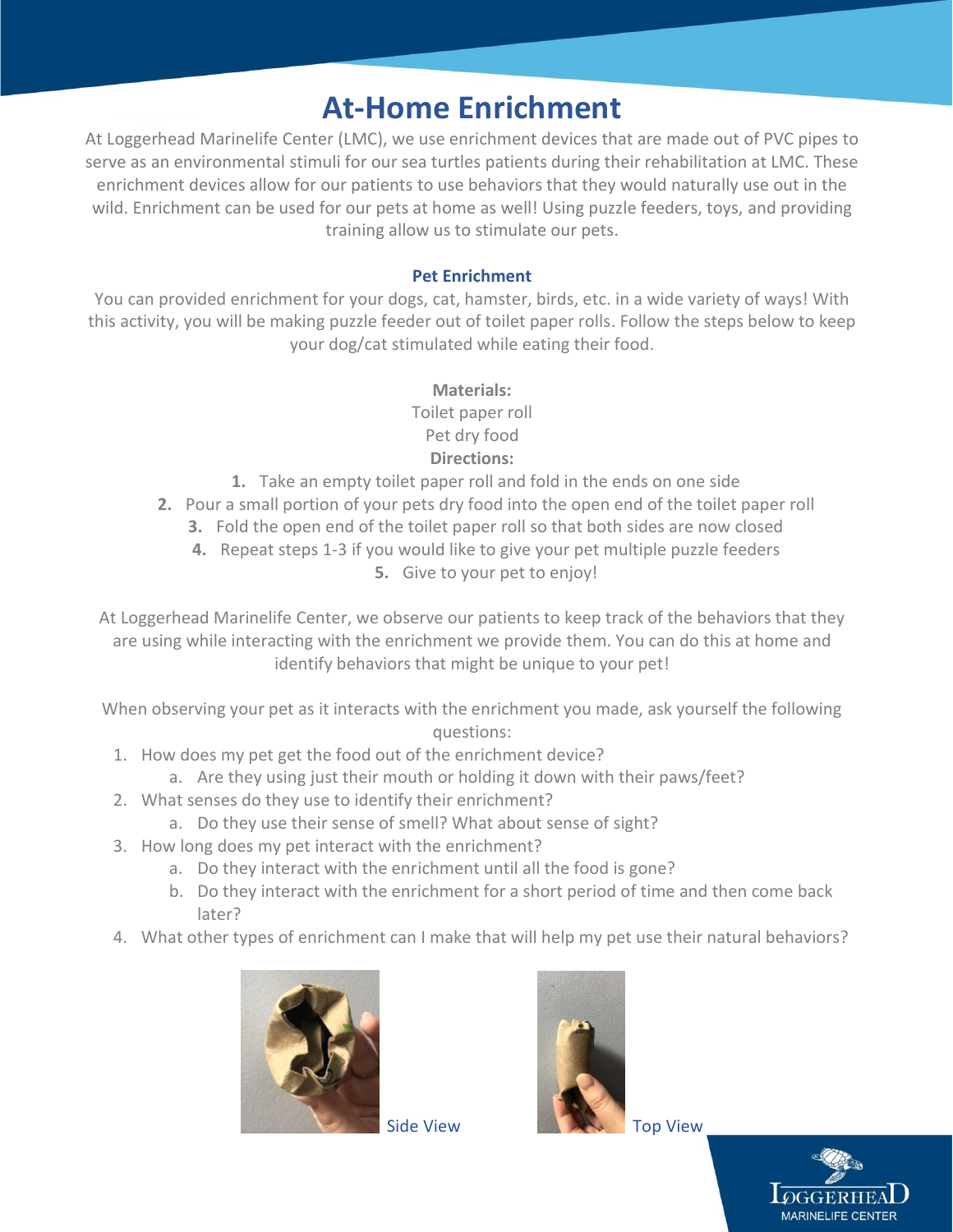# At-Home Enrichment

At Loggerhead Marinelife Center (LMC), we use enrichment devices that are made out of PVC pipes to serve as an environmental stimuli for our sea turtles patients during their rehabilitation at LMC. These enrichment devices allow for our patients to use behaviors that they would naturally use out in the wild. Enrichment can be used for our pets at home as well! Using puzzle feeders, toys, and providing training allow us to stimulate our pets.

## Pet Enrichment

You can provided enrichment for your dogs, cat, hamster, birds, etc. in a wide variety of ways! With this activity, you will be making puzzle feeder out of toilet paper rolls. Follow the steps below to keep your dog/cat stimulated while eating their food.

**Materials:**

Toilet paper roll

Pet dry food

**Directions:**

1. Take an empty toilet paper roll and fold in the ends on one side
2. Pour a small portion of your pets dry food into the open end of the toilet paper roll
3. Fold the open end of the toilet paper roll so that both sides are now closed
4. Repeat steps 1-3 if you would like to give your pet multiple puzzle feeders
5. Give to your pet to enjoy!

At Loggerhead Marinelife Center, we observe our patients to keep track of the behaviors that they are using while interacting with the enrichment we provide them. You can do this at home and identify behaviors that might be unique to your pet!

When observing your pet as it interacts with the enrichment you made, ask yourself the following questions:

1. How does my pet get the food out of the enrichment device?
   a. Are they using just their mouth or holding it down with their paws/feet?
2. What senses do they use to identify their enrichment?
   a. Do they use their sense of smell? What about sense of sight?
3. How long does my pet interact with the enrichment?
   a. Do they interact with the enrichment until all the food is gone?
   b. Do they interact with the enrichment for a short period of time and then come back later?
4. What other types of enrichment can I make that will help my pet use their natural behaviors?

Side View

Top View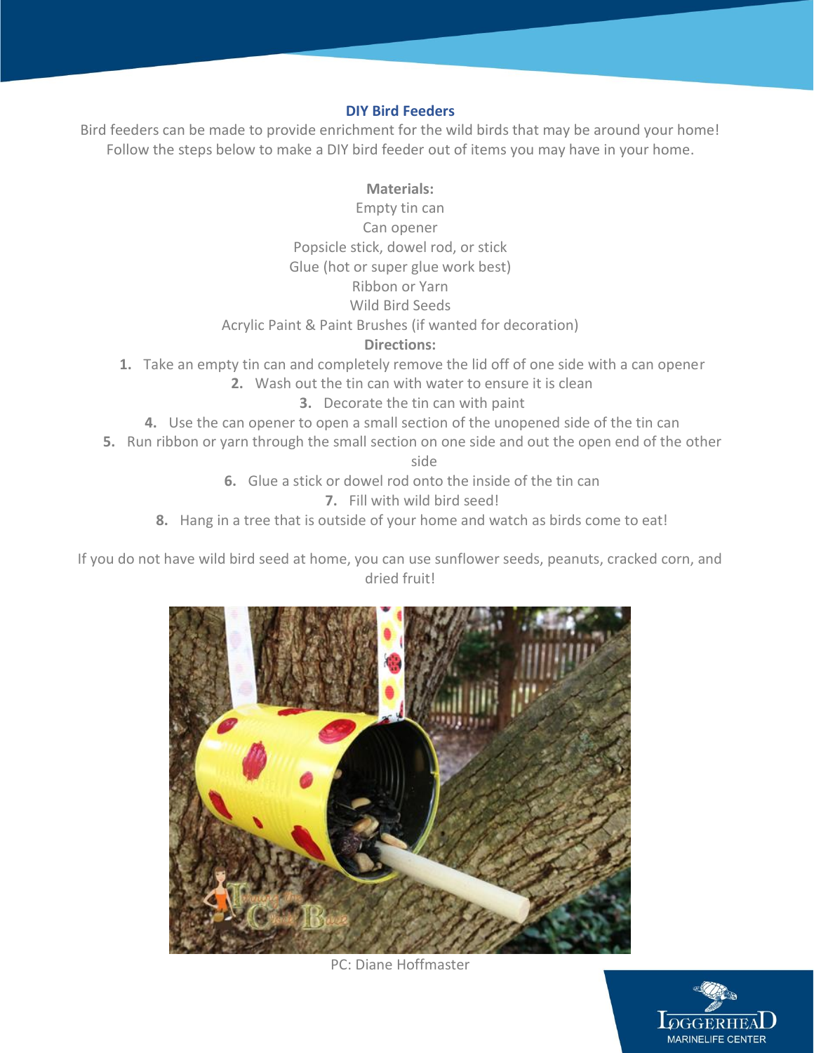## DIY Bird Feeders

Bird feeders can be made to provide enrichment for the wild birds that may be around your home! Follow the steps below to make a DIY bird feeder out of items you may have in your home.

**Materials:**

Empty tin can
Can opener
Popsicle stick, dowel rod, or stick
Glue (hot or super glue work best)
Ribbon or Yarn
Wild Bird Seeds
Acrylic Paint & Paint Brushes (if wanted for decoration)

**Directions:**

1. Take an empty tin can and completely remove the lid off of one side with a can opener
2. Wash out the tin can with water to ensure it is clean
3. Decorate the tin can with paint
4. Use the can opener to open a small section of the unopened side of the tin can
5. Run ribbon or yarn through the small section on one side and out the open end of the other side
6. Glue a stick or dowel rod onto the inside of the tin can
7. Fill with wild bird seed!
8. Hang in a tree that is outside of your home and watch as birds come to eat!

If you do not have wild bird seed at home, you can use sunflower seeds, peanuts, cracked corn, and dried fruit!

PC: Diane Hoffmaster